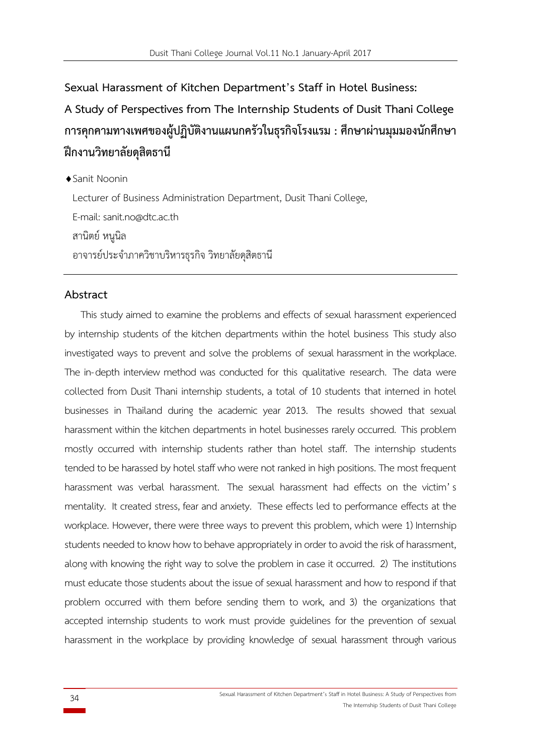# Sexual Harassment of Kitchen Department's Staff in Hotel Business: A Study of Perspectives from The Internship Students of Dusit Thani College

# การคุกคามทางเพศของผู้ปฏิบัติงานแผนกครัวในธุรกิจโรงแรม : ศึกษาผ่านมุมมองนักศึกษาฝึกงานวิทยาลัยดุสิตธานี

♦Sanit Noonin

Lecturer of Business Administration Department, Dusit Thani College,

E-mail: sanit.no@dtc.ac.th

สานิตย์ หนูนิล

อาจารย์ประจำภาควิชาบริหารธุรกิจ วิทยาลัยดุสิตธานี

---

## Abstract

This study aimed to examine the problems and effects of sexual harassment experienced by internship students of the kitchen departments within the hotel business This study also investigated ways to prevent and solve the problems of sexual harassment in the workplace. The in-depth interview method was conducted for this qualitative research. The data were collected from Dusit Thani internship students, a total of 10 students that interned in hotel businesses in Thailand during the academic year 2013. The results showed that sexual harassment within the kitchen departments in hotel businesses rarely occurred. This problem mostly occurred with internship students rather than hotel staff. The internship students tended to be harassed by hotel staff who were not ranked in high positions. The most frequent harassment was verbal harassment. The sexual harassment had effects on the victim's mentality. It created stress, fear and anxiety. These effects led to performance effects at the workplace. However, there were three ways to prevent this problem, which were 1) Internship students needed to know how to behave appropriately in order to avoid the risk of harassment, along with knowing the right way to solve the problem in case it occurred. 2) The institutions must educate those students about the issue of sexual harassment and how to respond if that problem occurred with them before sending them to work, and 3) the organizations that accepted internship students to work must provide guidelines for the prevention of sexual harassment in the workplace by providing knowledge of sexual harassment through various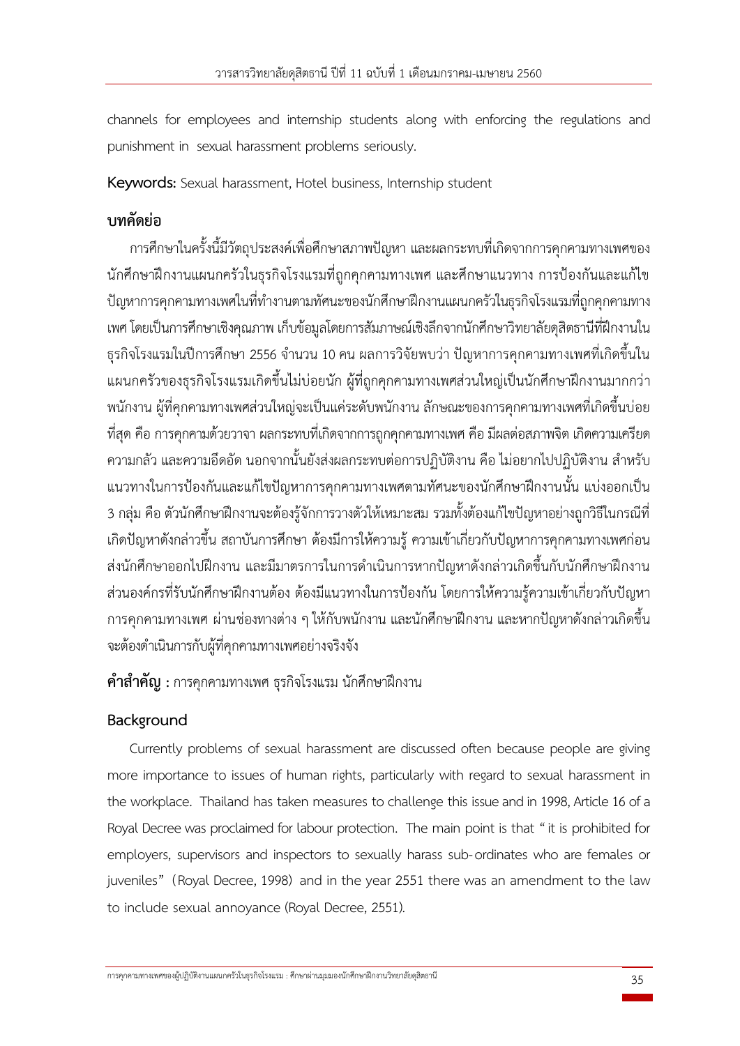channels for employees and internship students along with enforcing the regulations and punishment in sexual harassment problems seriously.

**Keywords:** Sexual harassment, Hotel business, Internship student

## บทคัดย่อ

การศึกษาในครั้งนี้มีวัตถุประสงค์เพื่อศึกษาสภาพปัญหา และผลกระทบที่เกิดจากการคุกคามทางเพศของนักศึกษาฝึกงานแผนกครัวในธุรกิจโรงแรมที่ถูกคุกคามทางเพศ และศึกษาแนวทาง การป้องกันและแก้ไขปัญหาการคุกคามทางเพศในที่ทำงานตามทัศนะของนักศึกษาฝึกงานแผนกครัวในธุรกิจโรงแรมที่ถูกคุกคามทางเพศ โดยเป็นการศึกษาเชิงคุณภาพ เก็บข้อมูลโดยการสัมภาษณ์เชิงลึกจากนักศึกษาวิทยาลัยดุสิตธานีที่ฝึกงานในธุรกิจโรงแรมในปีการศึกษา 2556 จำนวน 10 คน ผลการวิจัยพบว่า ปัญหาการคุกคามทางเพศที่เกิดขึ้นในแผนกครัวของธุรกิจโรงแรมเกิดขึ้นไม่บ่อยนัก ผู้ที่ถูกคุกคามทางเพศส่วนใหญ่เป็นนักศึกษาฝึกงานมากกว่าพนักงาน ผู้ที่คุกคามทางเพศส่วนใหญ่จะเป็นแค่ระดับพนักงาน ลักษณะของการคุกคามทางเพศที่เกิดขึ้นบ่อยที่สุด คือ การคุกคามด้วยวาจา ผลกระทบที่เกิดจากการถูกคุกคามทางเพศ คือ มีผลต่อสภาพจิต เกิดความเครียด ความกลัว และความอึดอัด นอกจากนั้นยังส่งผลกระทบต่อการปฏิบัติงาน คือ ไม่อยากไปปฏิบัติงาน สำหรับแนวทางในการป้องกันและแก้ไขปัญหาการคุกคามทางเพศตามทัศนะของนักศึกษาฝึกงานนั้น แบ่งออกเป็น 3 กลุ่ม คือ ตัวนักศึกษาฝึกงานจะต้องรู้จักการวางตัวให้เหมาะสม รวมทั้งต้องแก้ไขปัญหาอย่างถูกวิธีในกรณีที่เกิดปัญหาดังกล่าวขึ้น สถาบันการศึกษา ต้องมีการให้ความรู้ ความเข้าเกี่ยวกับปัญหาการคุกคามทางเพศก่อนส่งนักศึกษาออกไปฝึกงาน และมีมาตรการในการดำเนินการหากปัญหาดังกล่าวเกิดขึ้นกับนักศึกษาฝึกงาน ส่วนองค์กรที่รับนักศึกษาฝึกงานต้อง ต้องมีแนวทางในการป้องกัน โดยการให้ความรู้ความเข้าเกี่ยวกับปัญหาการคุกคามทางเพศ ผ่านช่องทางต่าง ๆ ให้กับพนักงาน และนักศึกษาฝึกงาน และหากปัญหาดังกล่าวเกิดขึ้นจะต้องดำเนินการกับผู้ที่คุกคามทางเพศอย่างจริงจัง

**คำสำคัญ :** การคุกคามทางเพศ ธุรกิจโรงแรม นักศึกษาฝึกงาน

## Background

Currently problems of sexual harassment are discussed often because people are giving more importance to issues of human rights, particularly with regard to sexual harassment in the workplace. Thailand has taken measures to challenge this issue and in 1998, Article 16 of a Royal Decree was proclaimed for labour protection. The main point is that " it is prohibited for employers, supervisors and inspectors to sexually harass sub-ordinates who are females or juveniles" (Royal Decree, 1998) and in the year 2551 there was an amendment to the law to include sexual annoyance (Royal Decree, 2551).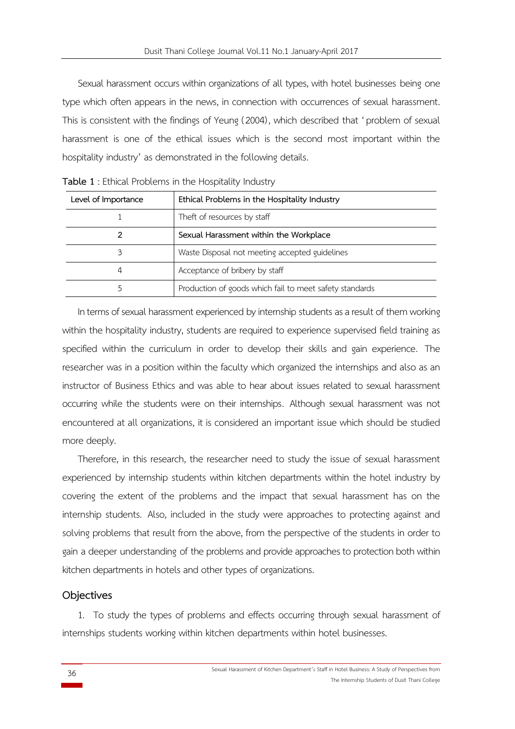Sexual harassment occurs within organizations of all types, with hotel businesses being one type which often appears in the news, in connection with occurrences of sexual harassment. This is consistent with the findings of Yeung (2004), which described that 'problem of sexual harassment is one of the ethical issues which is the second most important within the hospitality industry' as demonstrated in the following details.

**Table 1** : Ethical Problems in the Hospitality Industry

| Level of Importance | Ethical Problems in the Hospitality Industry |
|---|---|
| 1 | Theft of resources by staff |
| **2** | **Sexual Harassment within the Workplace** |
| 3 | Waste Disposal not meeting accepted guidelines |
| 4 | Acceptance of bribery by staff |
| 5 | Production of goods which fail to meet safety standards |

In terms of sexual harassment experienced by internship students as a result of them working within the hospitality industry, students are required to experience supervised field training as specified within the curriculum in order to develop their skills and gain experience. The researcher was in a position within the faculty which organized the internships and also as an instructor of Business Ethics and was able to hear about issues related to sexual harassment occurring while the students were on their internships. Although sexual harassment was not encountered at all organizations, it is considered an important issue which should be studied more deeply.

Therefore, in this research, the researcher need to study the issue of sexual harassment experienced by internship students within kitchen departments within the hotel industry by covering the extent of the problems and the impact that sexual harassment has on the internship students. Also, included in the study were approaches to protecting against and solving problems that result from the above, from the perspective of the students in order to gain a deeper understanding of the problems and provide approaches to protection both within kitchen departments in hotels and other types of organizations.

## Objectives

1. To study the types of problems and effects occurring through sexual harassment of internships students working within kitchen departments within hotel businesses.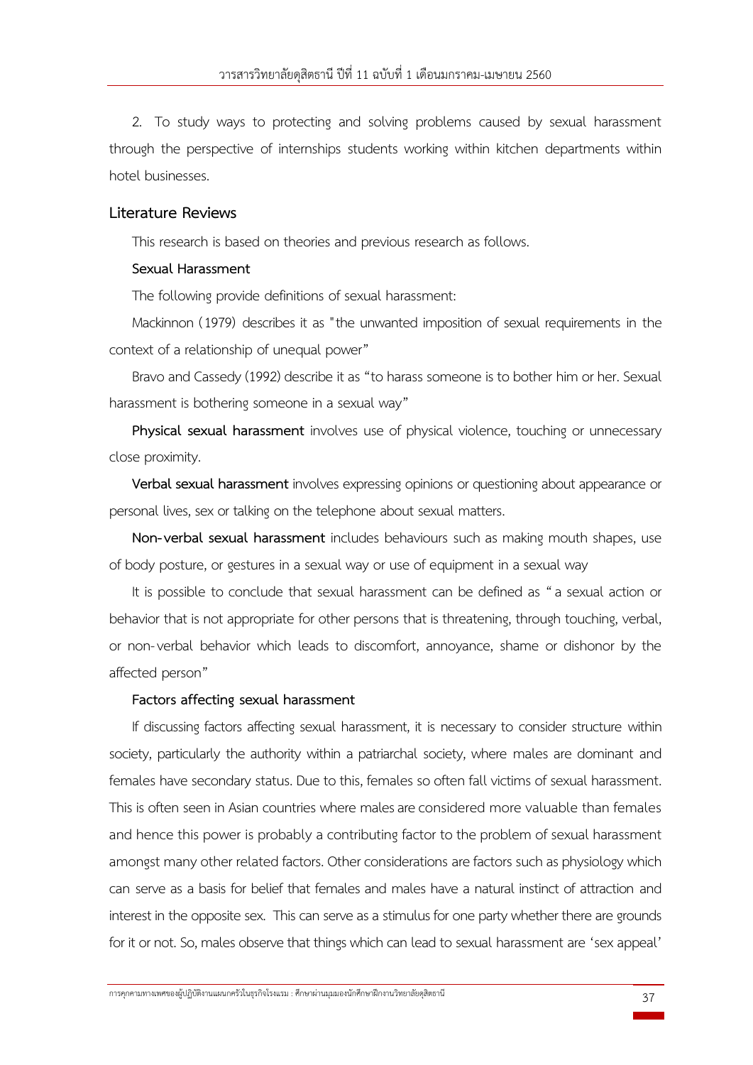2. To study ways to protecting and solving problems caused by sexual harassment through the perspective of internships students working within kitchen departments within hotel businesses.

## Literature Reviews

This research is based on theories and previous research as follows.

### Sexual Harassment

The following provide definitions of sexual harassment:

Mackinnon (1979) describes it as "the unwanted imposition of sexual requirements in the context of a relationship of unequal power"

Bravo and Cassedy (1992) describe it as "to harass someone is to bother him or her. Sexual harassment is bothering someone in a sexual way"

**Physical sexual harassment** involves use of physical violence, touching or unnecessary close proximity.

**Verbal sexual harassment** involves expressing opinions or questioning about appearance or personal lives, sex or talking on the telephone about sexual matters.

**Non-verbal sexual harassment** includes behaviours such as making mouth shapes, use of body posture, or gestures in a sexual way or use of equipment in a sexual way

It is possible to conclude that sexual harassment can be defined as "a sexual action or behavior that is not appropriate for other persons that is threatening, through touching, verbal, or non-verbal behavior which leads to discomfort, annoyance, shame or dishonor by the affected person"

### Factors affecting sexual harassment

If discussing factors affecting sexual harassment, it is necessary to consider structure within society, particularly the authority within a patriarchal society, where males are dominant and females have secondary status. Due to this, females so often fall victims of sexual harassment. This is often seen in Asian countries where males are considered more valuable than females and hence this power is probably a contributing factor to the problem of sexual harassment amongst many other related factors. Other considerations are factors such as physiology which can serve as a basis for belief that females and males have a natural instinct of attraction and interest in the opposite sex. This can serve as a stimulus for one party whether there are grounds for it or not. So, males observe that things which can lead to sexual harassment are 'sex appeal'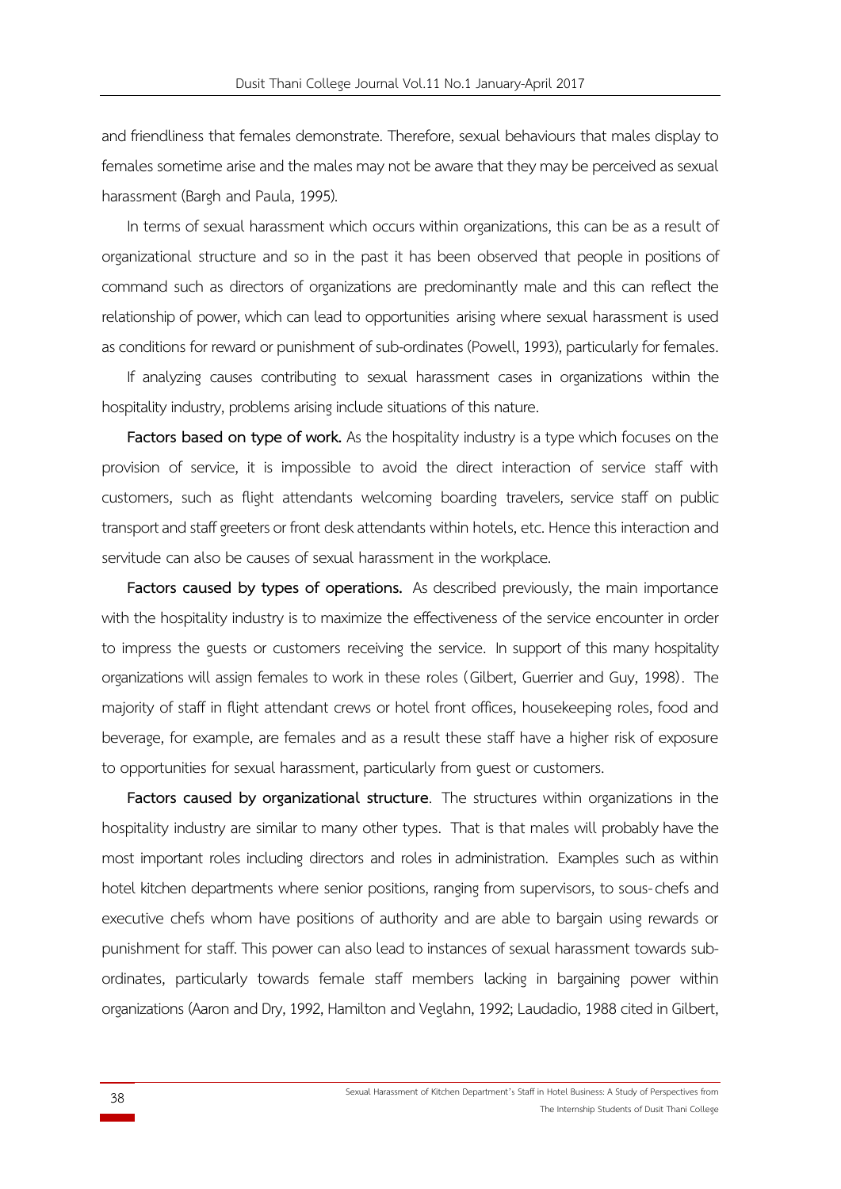and friendliness that females demonstrate. Therefore, sexual behaviours that males display to females sometime arise and the males may not be aware that they may be perceived as sexual harassment (Bargh and Paula, 1995).

In terms of sexual harassment which occurs within organizations, this can be as a result of organizational structure and so in the past it has been observed that people in positions of command such as directors of organizations are predominantly male and this can reflect the relationship of power, which can lead to opportunities arising where sexual harassment is used as conditions for reward or punishment of sub-ordinates (Powell, 1993), particularly for females.

If analyzing causes contributing to sexual harassment cases in organizations within the hospitality industry, problems arising include situations of this nature.

**Factors based on type of work.** As the hospitality industry is a type which focuses on the provision of service, it is impossible to avoid the direct interaction of service staff with customers, such as flight attendants welcoming boarding travelers, service staff on public transport and staff greeters or front desk attendants within hotels, etc. Hence this interaction and servitude can also be causes of sexual harassment in the workplace.

**Factors caused by types of operations.** As described previously, the main importance with the hospitality industry is to maximize the effectiveness of the service encounter in order to impress the guests or customers receiving the service. In support of this many hospitality organizations will assign females to work in these roles (Gilbert, Guerrier and Guy, 1998). The majority of staff in flight attendant crews or hotel front offices, housekeeping roles, food and beverage, for example, are females and as a result these staff have a higher risk of exposure to opportunities for sexual harassment, particularly from guest or customers.

**Factors caused by organizational structure**. The structures within organizations in the hospitality industry are similar to many other types. That is that males will probably have the most important roles including directors and roles in administration. Examples such as within hotel kitchen departments where senior positions, ranging from supervisors, to sous-chefs and executive chefs whom have positions of authority and are able to bargain using rewards or punishment for staff. This power can also lead to instances of sexual harassment towards sub-ordinates, particularly towards female staff members lacking in bargaining power within organizations (Aaron and Dry, 1992, Hamilton and Veglahn, 1992; Laudadio, 1988 cited in Gilbert,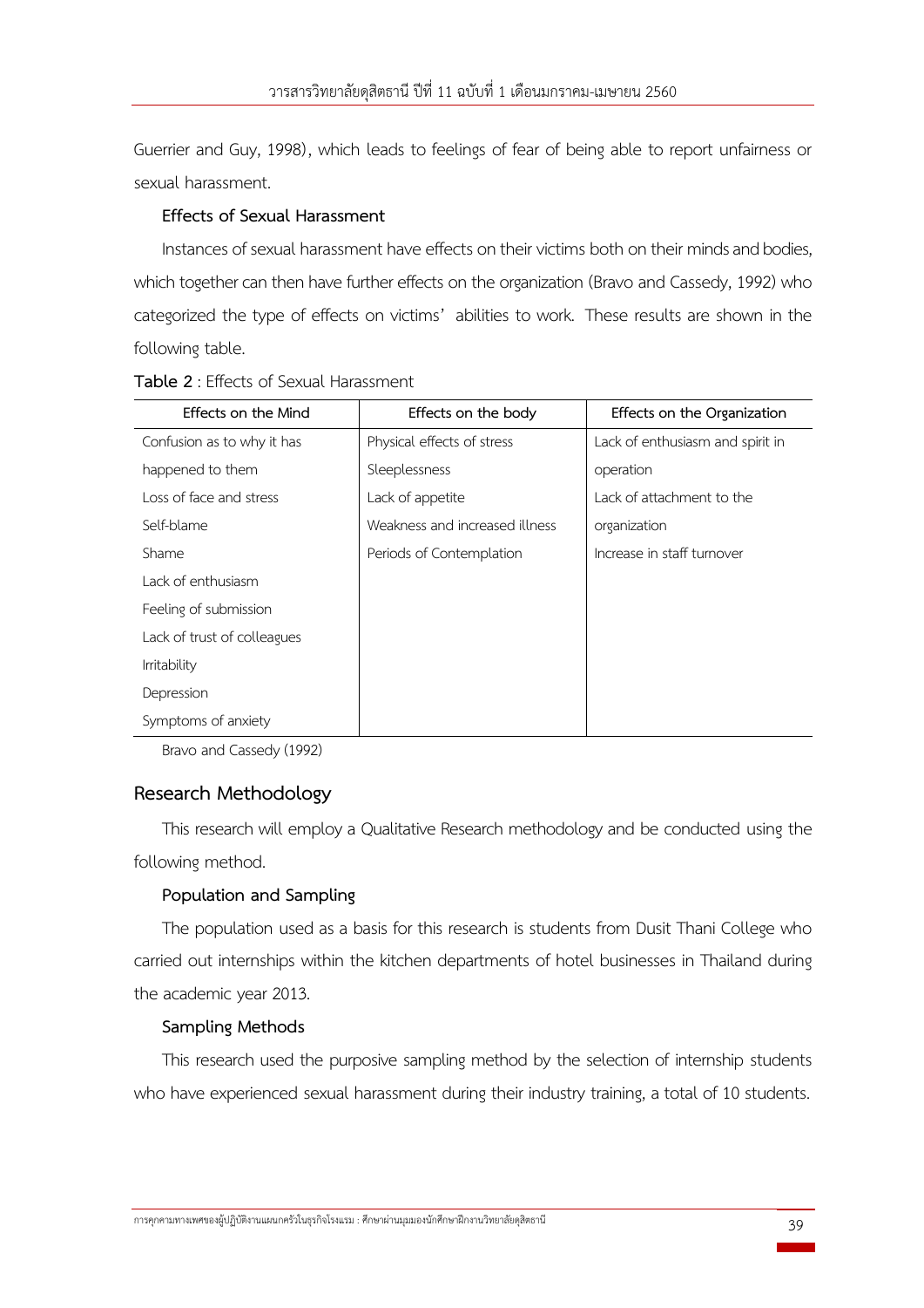Guerrier and Guy, 1998), which leads to feelings of fear of being able to report unfairness or sexual harassment.

**Effects of Sexual Harassment**

Instances of sexual harassment have effects on their victims both on their minds and bodies, which together can then have further effects on the organization (Bravo and Cassedy, 1992) who categorized the type of effects on victims' abilities to work. These results are shown in the following table.

**Table 2** : Effects of Sexual Harassment

| Effects on the Mind | Effects on the body | Effects on the Organization |
|---|---|---|
| Confusion as to why it has happened to them | Physical effects of stress | Lack of enthusiasm and spirit in operation |
| Loss of face and stress | Sleeplessness | Lack of attachment to the organization |
| Self-blame | Lack of appetite | Increase in staff turnover |
| Shame | Weakness and increased illness | |
| Lack of enthusiasm | Periods of Contemplation | |
| Feeling of submission | | |
| Lack of trust of colleagues | | |
| Irritability | | |
| Depression | | |
| Symptoms of anxiety | | |

Bravo and Cassedy (1992)

## Research Methodology

This research will employ a Qualitative Research methodology and be conducted using the following method.

**Population and Sampling**

The population used as a basis for this research is students from Dusit Thani College who carried out internships within the kitchen departments of hotel businesses in Thailand during the academic year 2013.

**Sampling Methods**

This research used the purposive sampling method by the selection of internship students who have experienced sexual harassment during their industry training, a total of 10 students.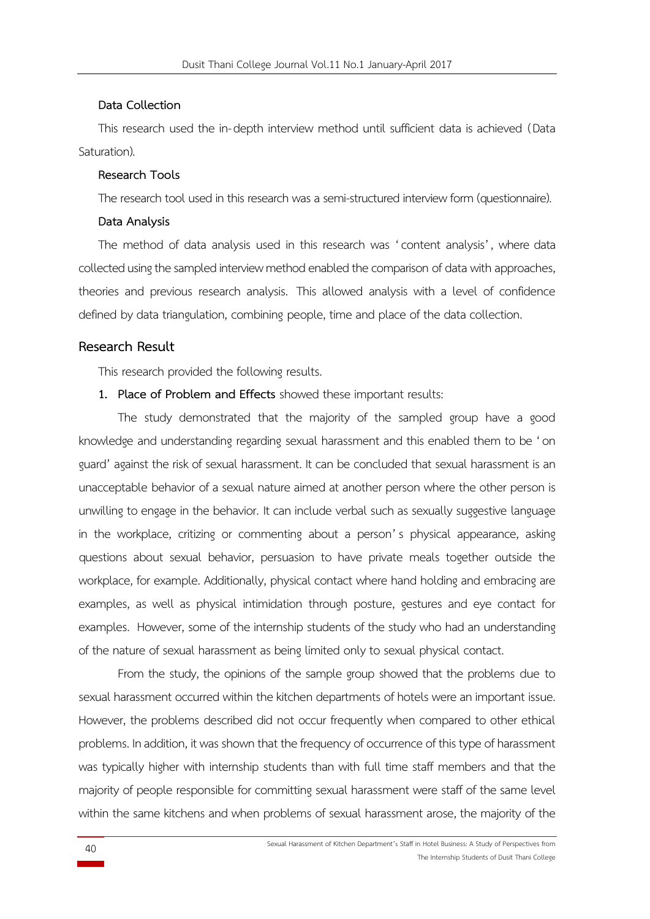**Data Collection**

This research used the in-depth interview method until sufficient data is achieved (Data Saturation).

**Research Tools**

The research tool used in this research was a semi-structured interview form (questionnaire).

**Data Analysis**

The method of data analysis used in this research was 'content analysis', where data collected using the sampled interview method enabled the comparison of data with approaches, theories and previous research analysis. This allowed analysis with a level of confidence defined by data triangulation, combining people, time and place of the data collection.

## Research Result

This research provided the following results.

1. **Place of Problem and Effects** showed these important results:

The study demonstrated that the majority of the sampled group have a good knowledge and understanding regarding sexual harassment and this enabled them to be 'on guard' against the risk of sexual harassment. It can be concluded that sexual harassment is an unacceptable behavior of a sexual nature aimed at another person where the other person is unwilling to engage in the behavior. It can include verbal such as sexually suggestive language in the workplace, critizing or commenting about a person's physical appearance, asking questions about sexual behavior, persuasion to have private meals together outside the workplace, for example. Additionally, physical contact where hand holding and embracing are examples, as well as physical intimidation through posture, gestures and eye contact for examples. However, some of the internship students of the study who had an understanding of the nature of sexual harassment as being limited only to sexual physical contact.

From the study, the opinions of the sample group showed that the problems due to sexual harassment occurred within the kitchen departments of hotels were an important issue. However, the problems described did not occur frequently when compared to other ethical problems. In addition, it was shown that the frequency of occurrence of this type of harassment was typically higher with internship students than with full time staff members and that the majority of people responsible for committing sexual harassment were staff of the same level within the same kitchens and when problems of sexual harassment arose, the majority of the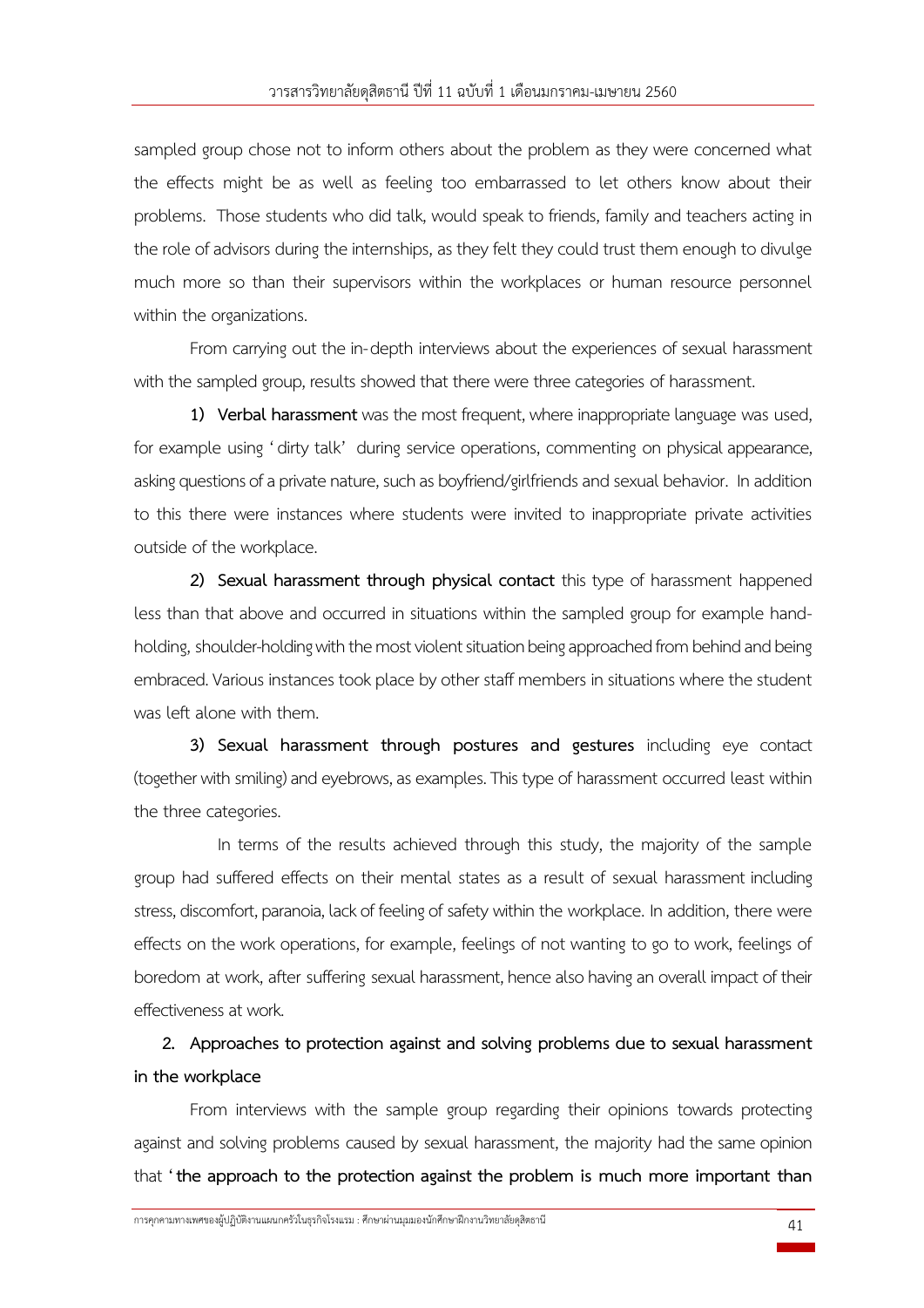sampled group chose not to inform others about the problem as they were concerned what the effects might be as well as feeling too embarrassed to let others know about their problems. Those students who did talk, would speak to friends, family and teachers acting in the role of advisors during the internships, as they felt they could trust them enough to divulge much more so than their supervisors within the workplaces or human resource personnel within the organizations.

From carrying out the in-depth interviews about the experiences of sexual harassment with the sampled group, results showed that there were three categories of harassment.

**1) Verbal harassment** was the most frequent, where inappropriate language was used, for example using 'dirty talk' during service operations, commenting on physical appearance, asking questions of a private nature, such as boyfriend/girlfriends and sexual behavior. In addition to this there were instances where students were invited to inappropriate private activities outside of the workplace.

**2) Sexual harassment through physical contact** this type of harassment happened less than that above and occurred in situations within the sampled group for example hand-holding, shoulder-holding with the most violent situation being approached from behind and being embraced. Various instances took place by other staff members in situations where the student was left alone with them.

**3) Sexual harassment through postures and gestures** including eye contact (together with smiling) and eyebrows, as examples. This type of harassment occurred least within the three categories.

In terms of the results achieved through this study, the majority of the sample group had suffered effects on their mental states as a result of sexual harassment including stress, discomfort, paranoia, lack of feeling of safety within the workplace. In addition, there were effects on the work operations, for example, feelings of not wanting to go to work, feelings of boredom at work, after suffering sexual harassment, hence also having an overall impact of their effectiveness at work.

**2. Approaches to protection against and solving problems due to sexual harassment in the workplace**

From interviews with the sample group regarding their opinions towards protecting against and solving problems caused by sexual harassment, the majority had the same opinion that '**the approach to the protection against the problem is much more important than**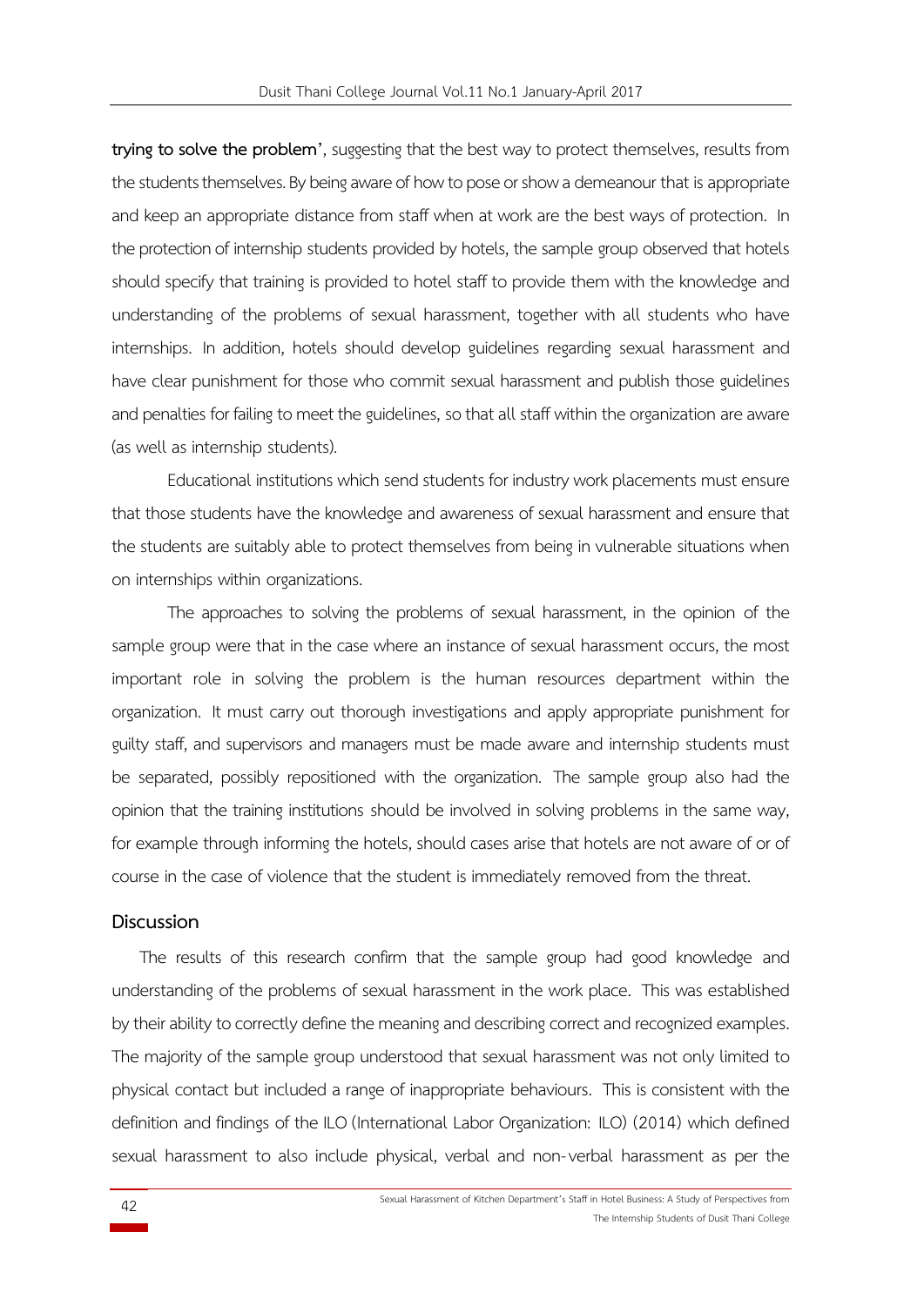**trying to solve the problem'**, suggesting that the best way to protect themselves, results from the students themselves. By being aware of how to pose or show a demeanour that is appropriate and keep an appropriate distance from staff when at work are the best ways of protection. In the protection of internship students provided by hotels, the sample group observed that hotels should specify that training is provided to hotel staff to provide them with the knowledge and understanding of the problems of sexual harassment, together with all students who have internships. In addition, hotels should develop guidelines regarding sexual harassment and have clear punishment for those who commit sexual harassment and publish those guidelines and penalties for failing to meet the guidelines, so that all staff within the organization are aware (as well as internship students).

Educational institutions which send students for industry work placements must ensure that those students have the knowledge and awareness of sexual harassment and ensure that the students are suitably able to protect themselves from being in vulnerable situations when on internships within organizations.

The approaches to solving the problems of sexual harassment, in the opinion of the sample group were that in the case where an instance of sexual harassment occurs, the most important role in solving the problem is the human resources department within the organization. It must carry out thorough investigations and apply appropriate punishment for guilty staff, and supervisors and managers must be made aware and internship students must be separated, possibly repositioned with the organization. The sample group also had the opinion that the training institutions should be involved in solving problems in the same way, for example through informing the hotels, should cases arise that hotels are not aware of or of course in the case of violence that the student is immediately removed from the threat.

## Discussion

The results of this research confirm that the sample group had good knowledge and understanding of the problems of sexual harassment in the work place. This was established by their ability to correctly define the meaning and describing correct and recognized examples. The majority of the sample group understood that sexual harassment was not only limited to physical contact but included a range of inappropriate behaviours. This is consistent with the definition and findings of the ILO (International Labor Organization: ILO) (2014) which defined sexual harassment to also include physical, verbal and non-verbal harassment as per the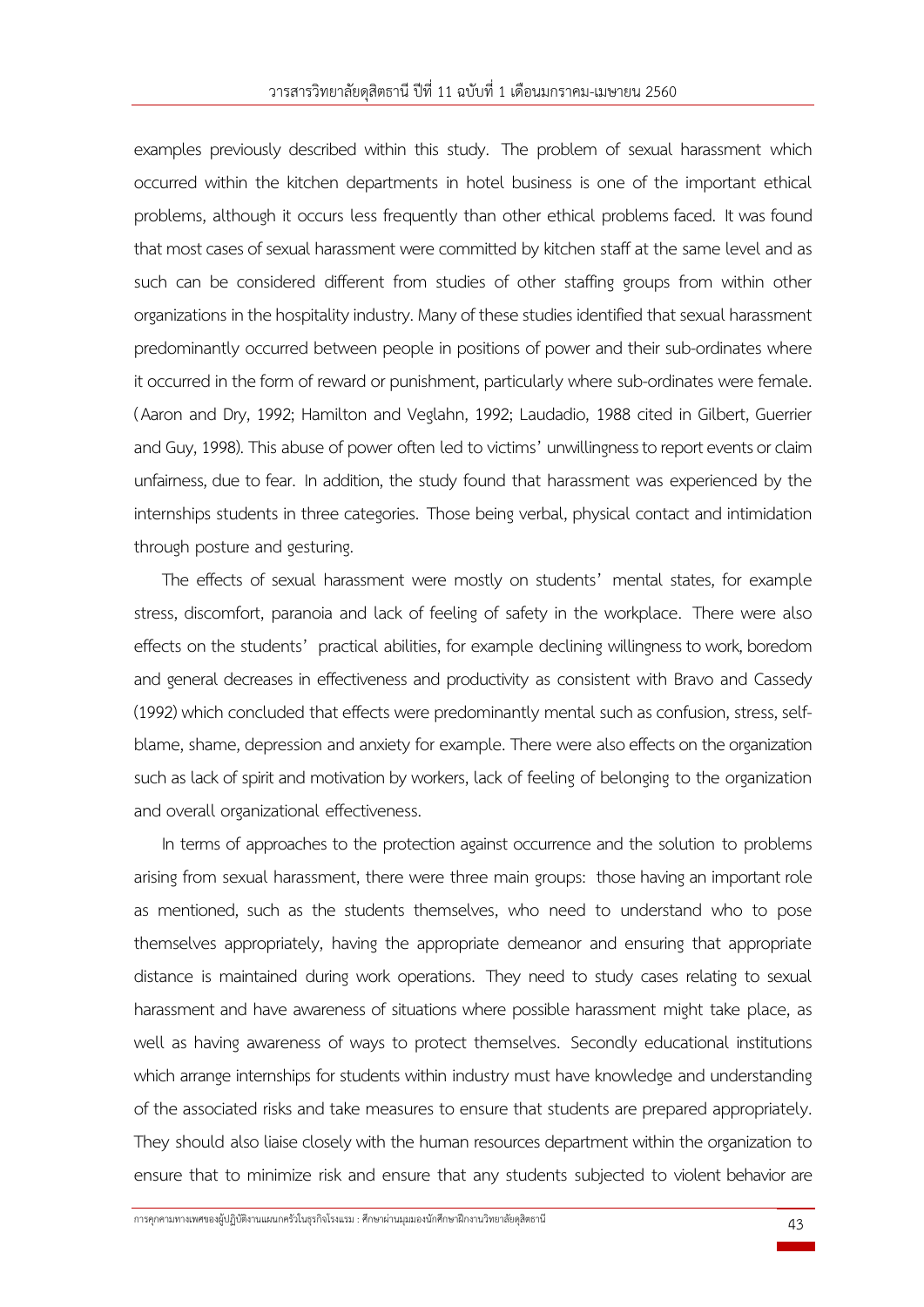examples previously described within this study. The problem of sexual harassment which occurred within the kitchen departments in hotel business is one of the important ethical problems, although it occurs less frequently than other ethical problems faced. It was found that most cases of sexual harassment were committed by kitchen staff at the same level and as such can be considered different from studies of other staffing groups from within other organizations in the hospitality industry. Many of these studies identified that sexual harassment predominantly occurred between people in positions of power and their sub-ordinates where it occurred in the form of reward or punishment, particularly where sub-ordinates were female. (Aaron and Dry, 1992; Hamilton and Veglahn, 1992; Laudadio, 1988 cited in Gilbert, Guerrier and Guy, 1998). This abuse of power often led to victims' unwillingness to report events or claim unfairness, due to fear. In addition, the study found that harassment was experienced by the internships students in three categories. Those being verbal, physical contact and intimidation through posture and gesturing.

The effects of sexual harassment were mostly on students' mental states, for example stress, discomfort, paranoia and lack of feeling of safety in the workplace. There were also effects on the students' practical abilities, for example declining willingness to work, boredom and general decreases in effectiveness and productivity as consistent with Bravo and Cassedy (1992) which concluded that effects were predominantly mental such as confusion, stress, self-blame, shame, depression and anxiety for example. There were also effects on the organization such as lack of spirit and motivation by workers, lack of feeling of belonging to the organization and overall organizational effectiveness.

In terms of approaches to the protection against occurrence and the solution to problems arising from sexual harassment, there were three main groups: those having an important role as mentioned, such as the students themselves, who need to understand who to pose themselves appropriately, having the appropriate demeanor and ensuring that appropriate distance is maintained during work operations. They need to study cases relating to sexual harassment and have awareness of situations where possible harassment might take place, as well as having awareness of ways to protect themselves. Secondly educational institutions which arrange internships for students within industry must have knowledge and understanding of the associated risks and take measures to ensure that students are prepared appropriately. They should also liaise closely with the human resources department within the organization to ensure that to minimize risk and ensure that any students subjected to violent behavior are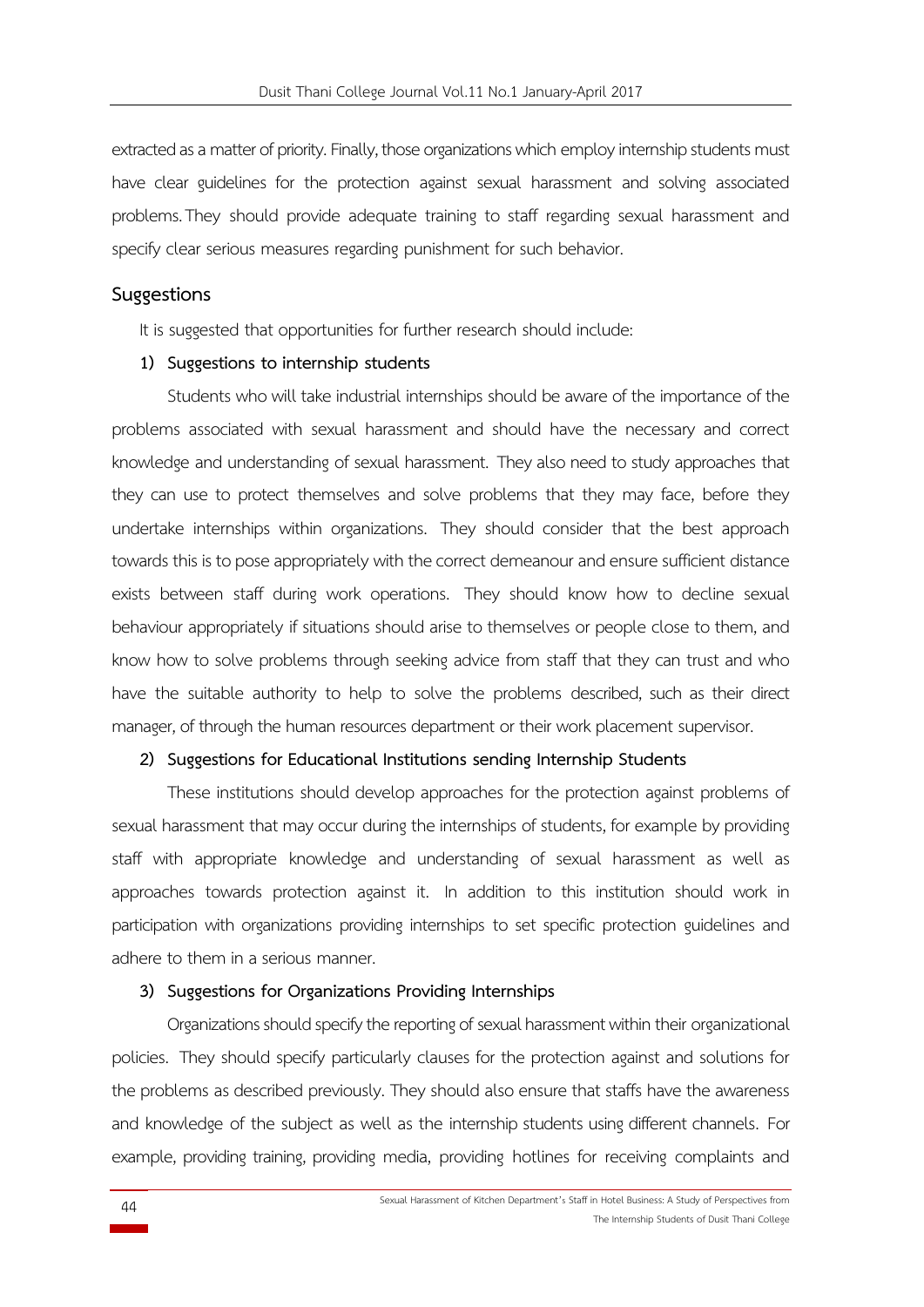extracted as a matter of priority. Finally, those organizations which employ internship students must have clear guidelines for the protection against sexual harassment and solving associated problems. They should provide adequate training to staff regarding sexual harassment and specify clear serious measures regarding punishment for such behavior.

## Suggestions

It is suggested that opportunities for further research should include:

**1) Suggestions to internship students**

Students who will take industrial internships should be aware of the importance of the problems associated with sexual harassment and should have the necessary and correct knowledge and understanding of sexual harassment. They also need to study approaches that they can use to protect themselves and solve problems that they may face, before they undertake internships within organizations. They should consider that the best approach towards this is to pose appropriately with the correct demeanour and ensure sufficient distance exists between staff during work operations. They should know how to decline sexual behaviour appropriately if situations should arise to themselves or people close to them, and know how to solve problems through seeking advice from staff that they can trust and who have the suitable authority to help to solve the problems described, such as their direct manager, of through the human resources department or their work placement supervisor.

**2) Suggestions for Educational Institutions sending Internship Students**

These institutions should develop approaches for the protection against problems of sexual harassment that may occur during the internships of students, for example by providing staff with appropriate knowledge and understanding of sexual harassment as well as approaches towards protection against it. In addition to this institution should work in participation with organizations providing internships to set specific protection guidelines and adhere to them in a serious manner.

**3) Suggestions for Organizations Providing Internships**

Organizations should specify the reporting of sexual harassment within their organizational policies. They should specify particularly clauses for the protection against and solutions for the problems as described previously. They should also ensure that staffs have the awareness and knowledge of the subject as well as the internship students using different channels. For example, providing training, providing media, providing hotlines for receiving complaints and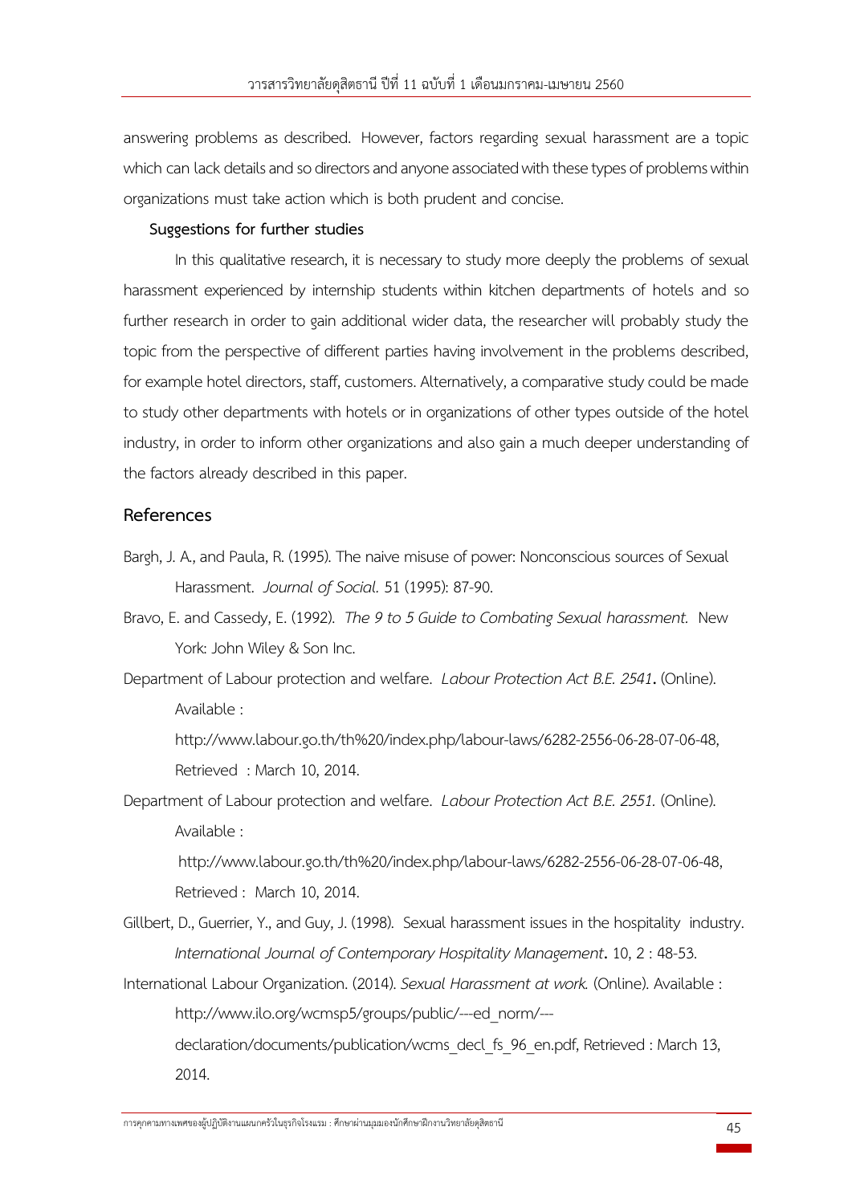answering problems as described. However, factors regarding sexual harassment are a topic which can lack details and so directors and anyone associated with these types of problems within organizations must take action which is both prudent and concise.

**Suggestions for further studies**

In this qualitative research, it is necessary to study more deeply the problems of sexual harassment experienced by internship students within kitchen departments of hotels and so further research in order to gain additional wider data, the researcher will probably study the topic from the perspective of different parties having involvement in the problems described, for example hotel directors, staff, customers. Alternatively, a comparative study could be made to study other departments with hotels or in organizations of other types outside of the hotel industry, in order to inform other organizations and also gain a much deeper understanding of the factors already described in this paper.

## References

Bargh, J. A., and Paula, R. (1995). The naive misuse of power: Nonconscious sources of Sexual Harassment. *Journal of Social*. 51 (1995): 87-90.

Bravo, E. and Cassedy, E. (1992). *The 9 to 5 Guide to Combating Sexual harassment.* New York: John Wiley & Son Inc.

Department of Labour protection and welfare. *Labour Protection Act B.E. 2541***.** (Online). Available : http://www.labour.go.th/th%20/index.php/labour-laws/6282-2556-06-28-07-06-48, Retrieved : March 10, 2014.

Department of Labour protection and welfare. *Labour Protection Act B.E. 2551.* (Online). Available : http://www.labour.go.th/th%20/index.php/labour-laws/6282-2556-06-28-07-06-48, Retrieved : March 10, 2014.

Gillbert, D., Guerrier, Y., and Guy, J. (1998). Sexual harassment issues in the hospitality industry. *International Journal of Contemporary Hospitality Management***.** 10, 2 : 48-53.

International Labour Organization. (2014). *Sexual Harassment at work.* (Online). Available : http://www.ilo.org/wcmsp5/groups/public/---ed_norm/---declaration/documents/publication/wcms_decl_fs_96_en.pdf, Retrieved : March 13, 2014.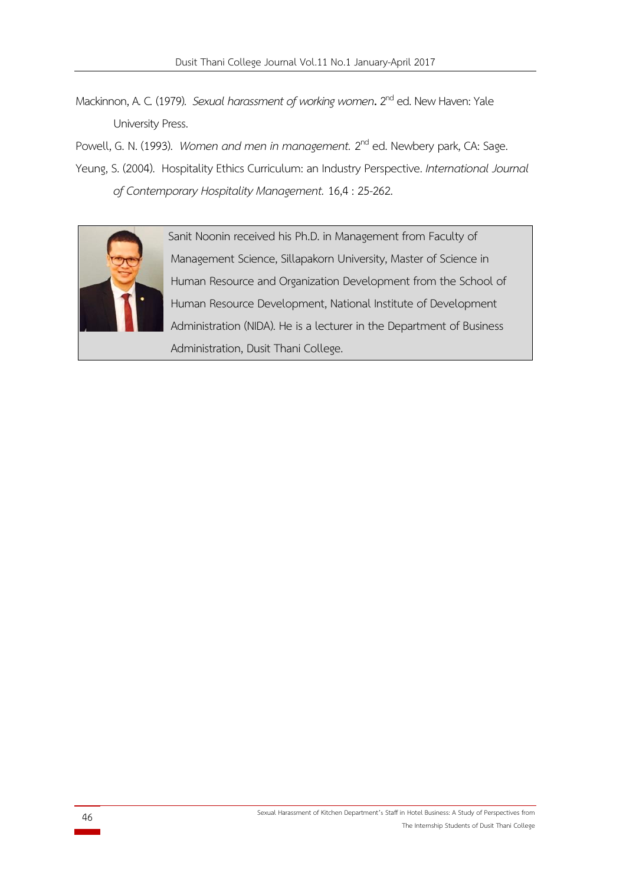Mackinnon, A. C. (1979). *Sexual harassment of working women***.** 2nd ed. New Haven: Yale University Press.

Powell, G. N. (1993). *Women and men in management.* 2nd ed. Newbery park, CA: Sage.

Yeung, S. (2004). Hospitality Ethics Curriculum: an Industry Perspective. *International Journal of Contemporary Hospitality Management.* 16,4 : 25-262.

Sanit Noonin received his Ph.D. in Management from Faculty of Management Science, Sillapakorn University, Master of Science in Human Resource and Organization Development from the School of Human Resource Development, National Institute of Development Administration (NIDA). He is a lecturer in the Department of Business Administration, Dusit Thani College.